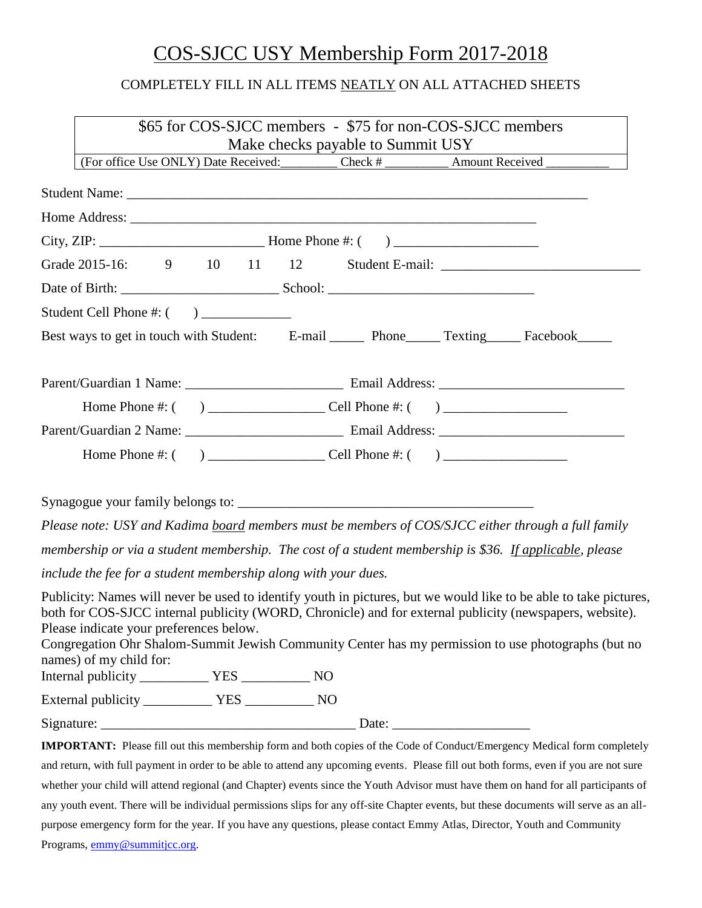# COS-SJCC USY Membership Form 2017-2018

COMPLETELY FILL IN ALL ITEMS NEATLY ON ALL ATTACHED SHEETS

| $65 for COS-SJCC members - $75 for non-COS-SJCC members<br>Make checks payable to Summit USY |
|---|
| (For office Use ONLY) Date Received:_________ Check # __________ Amount Received __________ |

Student Name: ______________________________________________________________________

Home Address: ____________________________________________________________

City, ZIP: ________________________ Home Phone #: ( ) ____________________

Grade 2015-16: 9 10 11 12 Student E-mail: ______________________________

Date of Birth: _______________________ School: ______________________________

Student Cell Phone #: ( ) _____________

Best ways to get in touch with Student: E-mail _____ Phone_____ Texting_____ Facebook_____

Parent/Guardian 1 Name: _______________________ Email Address: ___________________________

Home Phone #: ( ) _________________ Cell Phone #: ( ) __________________

Parent/Guardian 2 Name: _______________________ Email Address: ___________________________

Home Phone #: ( ) _________________ Cell Phone #: ( ) __________________

Synagogue your family belongs to: ____________________________________________

*Please note: USY and Kadima board members must be members of COS/SJCC either through a full family membership or via a student membership. The cost of a student membership is $36. If applicable, please include the fee for a student membership along with your dues.*

Publicity: Names will never be used to identify youth in pictures, but we would like to be able to take pictures, both for COS-SJCC internal publicity (WORD, Chronicle) and for external publicity (newspapers, website). Please indicate your preferences below.
Congregation Ohr Shalom-Summit Jewish Community Center has my permission to use photographs (but no names) of my child for:

Internal publicity __________ YES __________ NO

External publicity __________ YES __________ NO

Signature: ______________________________________ Date: ____________________

**IMPORTANT:** Please fill out this membership form and both copies of the Code of Conduct/Emergency Medical form completely and return, with full payment in order to be able to attend any upcoming events. Please fill out both forms, even if you are not sure whether your child will attend regional (and Chapter) events since the Youth Advisor must have them on hand for all participants of any youth event. There will be individual permissions slips for any off-site Chapter events, but these documents will serve as an all-purpose emergency form for the year. If you have any questions, please contact Emmy Atlas, Director, Youth and Community Programs, emmy@summitjcc.org.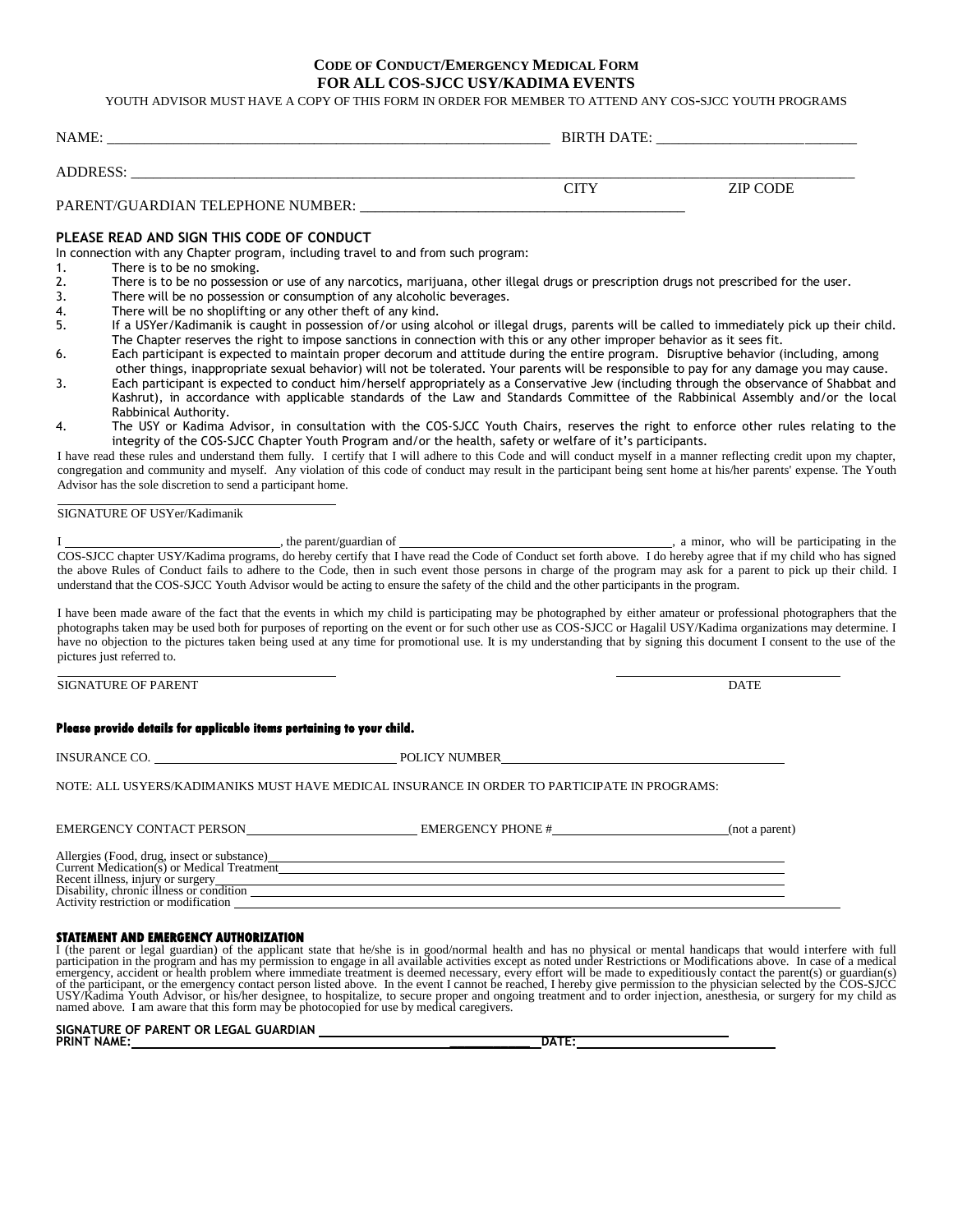# CODE OF CONDUCT/EMERGENCY MEDICAL FORM
## FOR ALL COS-SJCC USY/KADIMA EVENTS

YOUTH ADVISOR MUST HAVE A COPY OF THIS FORM IN ORDER FOR MEMBER TO ATTEND ANY COS-SJCC YOUTH PROGRAMS

NAME: _______________________________________________ BIRTH DATE: ___________________________

ADDRESS: ___________________________________________________________________________________

CITY ZIP CODE

PARENT/GUARDIAN TELEPHONE NUMBER: ____________________________________________

### PLEASE READ AND SIGN THIS CODE OF CONDUCT

In connection with any Chapter program, including travel to and from such program:

1. There is to be no smoking.
2. There is to be no possession or use of any narcotics, marijuana, other illegal drugs or prescription drugs not prescribed for the user.
3. There will be no possession or consumption of any alcoholic beverages.
4. There will be no shoplifting or any other theft of any kind.
5. If a USYer/Kadimanik is caught in possession of/or using alcohol or illegal drugs, parents will be called to immediately pick up their child. The Chapter reserves the right to impose sanctions in connection with this or any other improper behavior as it sees fit.
6. Each participant is expected to maintain proper decorum and attitude during the entire program. Disruptive behavior (including, among other things, inappropriate sexual behavior) will not be tolerated. Your parents will be responsible to pay for any damage you may cause.
3. Each participant is expected to conduct him/herself appropriately as a Conservative Jew (including through the observance of Shabbat and Kashrut), in accordance with applicable standards of the Law and Standards Committee of the Rabbinical Assembly and/or the local Rabbinical Authority.
4. The USY or Kadima Advisor, in consultation with the COS-SJCC Youth Chairs, reserves the right to enforce other rules relating to the integrity of the COS-SJCC Chapter Youth Program and/or the health, safety or welfare of it's participants.

I have read these rules and understand them fully. I certify that I will adhere to this Code and will conduct myself in a manner reflecting credit upon my chapter, congregation and community and myself. Any violation of this code of conduct may result in the participant being sent home at his/her parents' expense. The Youth Advisor has the sole discretion to send a participant home.

_______________________________

SIGNATURE OF USYer/Kadimanik

I ______________________, the parent/guardian of ______________________________, a minor, who will be participating in the COS-SJCC chapter USY/Kadima programs, do hereby certify that I have read the Code of Conduct set forth above. I do hereby agree that if my child who has signed the above Rules of Conduct fails to adhere to the Code, then in such event those persons in charge of the program may ask for a parent to pick up their child. I understand that the COS-SJCC Youth Advisor would be acting to ensure the safety of the child and the other participants in the program.

I have been made aware of the fact that the events in which my child is participating may be photographed by either amateur or professional photographers that the photographs taken may be used both for purposes of reporting on the event or for such other use as COS-SJCC or Hagalil USY/Kadima organizations may determine. I have no objection to the pictures taken being used at any time for promotional use. It is my understanding that by signing this document I consent to the use of the pictures just referred to.

_______________________________ _______________________

SIGNATURE OF PARENT DATE

**Please provide details for applicable items pertaining to your child.**

INSURANCE CO. ___________________________ POLICY NUMBER ___________________________

NOTE: ALL USYERS/KADIMANIKS MUST HAVE MEDICAL INSURANCE IN ORDER TO PARTICIPATE IN PROGRAMS:

EMERGENCY CONTACT PERSON ____________________ EMERGENCY PHONE # ____________________ (not a parent)

Allergies (Food, drug, insect or substance) ______________________________________________

Current Medication(s) or Medical Treatment ______________________________________________

Recent illness, injury or surgery ______________________________________________

Disability, chronic illness or condition ______________________________________________

Activity restriction or modification ______________________________________________

### STATEMENT AND EMERGENCY AUTHORIZATION

I (the parent or legal guardian) of the applicant state that he/she is in good/normal health and has no physical or mental handicaps that would interfere with full participation in the program and has my permission to engage in all available activities except as noted under Restrictions or Modifications above. In case of a medical emergency, accident or health problem where immediate treatment is deemed necessary, every effort will be made to expeditiously contact the parent(s) or guardian(s) of the participant, or the emergency contact person listed above. In the event I cannot be reached, I hereby give permission to the physician selected by the COS-SJCC USY/Kadima Youth Advisor, or his/her designee, to hospitalize, to secure proper and ongoing treatment and to order injection, anesthesia, or surgery for my child as named above. I am aware that this form may be photocopied for use by medical caregivers.

**SIGNATURE OF PARENT OR LEGAL GUARDIAN** _______________________________________

**PRINT NAME:** ______________________________________ **DATE:** ____________________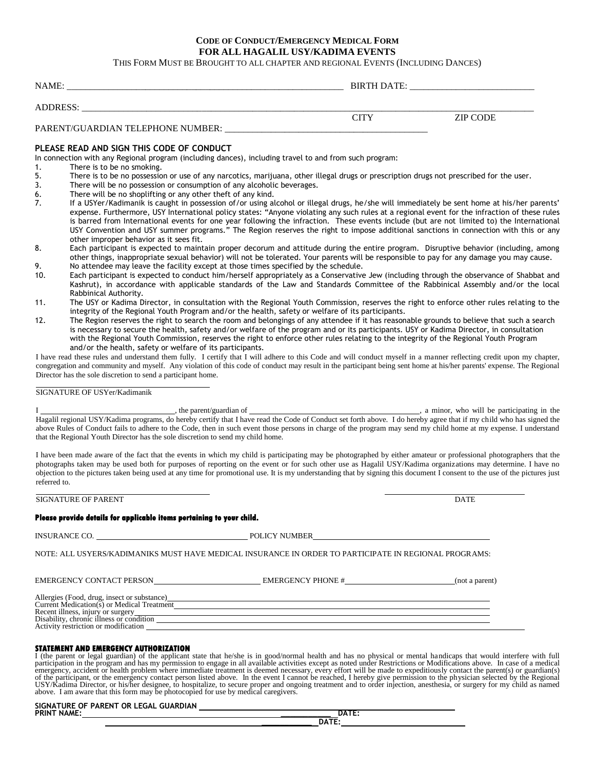**CODE OF CONDUCT/EMERGENCY MEDICAL FORM**
**FOR ALL HAGALIL USY/KADIMA EVENTS**
THIS FORM MUST BE BROUGHT TO ALL CHAPTER AND REGIONAL EVENTS (INCLUDING DANCES)

NAME: ______________________________________________________________ BIRTH DATE: __________________________

ADDRESS: ____________________________________________________________________________________________________
CITY ZIP CODE

PARENT/GUARDIAN TELEPHONE NUMBER: ____________________________________________

### PLEASE READ AND SIGN THIS CODE OF CONDUCT

In connection with any Regional program (including dances), including travel to and from such program:

1. There is to be no smoking.
5. There is to be no possession or use of any narcotics, marijuana, other illegal drugs or prescription drugs not prescribed for the user.
3. There will be no possession or consumption of any alcoholic beverages.
6. There will be no shoplifting or any other theft of any kind.
7. If a USYer/Kadimanik is caught in possession of/or using alcohol or illegal drugs, he/she will immediately be sent home at his/her parents' expense. Furthermore, USY International policy states: "Anyone violating any such rules at a regional event for the infraction of these rules is barred from International events for one year following the infraction. These events include (but are not limited to) the International USY Convention and USY summer programs." The Region reserves the right to impose additional sanctions in connection with this or any other improper behavior as it sees fit.
8. Each participant is expected to maintain proper decorum and attitude during the entire program. Disruptive behavior (including, among other things, inappropriate sexual behavior) will not be tolerated. Your parents will be responsible to pay for any damage you may cause.
9. No attendee may leave the facility except at those times specified by the schedule.
10. Each participant is expected to conduct him/herself appropriately as a Conservative Jew (including through the observance of Shabbat and Kashrut), in accordance with applicable standards of the Law and Standards Committee of the Rabbinical Assembly and/or the local Rabbinical Authority.
11. The USY or Kadima Director, in consultation with the Regional Youth Commission, reserves the right to enforce other rules relating to the integrity of the Regional Youth Program and/or the health, safety or welfare of its participants.
12. The Region reserves the right to search the room and belongings of any attendee if it has reasonable grounds to believe that such a search is necessary to secure the health, safety and/or welfare of the program and or its participants. USY or Kadima Director, in consultation with the Regional Youth Commission, reserves the right to enforce other rules relating to the integrity of the Regional Youth Program and/or the health, safety or welfare of its participants.

I have read these rules and understand them fully. I certify that I will adhere to this Code and will conduct myself in a manner reflecting credit upon my chapter, congregation and community and myself. Any violation of this code of conduct may result in the participant being sent home at his/her parents' expense. The Regional Director has the sole discretion to send a participant home.

______________________________
SIGNATURE OF USYer/Kadimanik

I ______________________________, the parent/guardian of ______________________________________, a minor, who will be participating in the Hagalil regional USY/Kadima programs, do hereby certify that I have read the Code of Conduct set forth above. I do hereby agree that if my child who has signed the above Rules of Conduct fails to adhere to the Code, then in such event those persons in charge of the program may send my child home at my expense. I understand that the Regional Youth Director has the sole discretion to send my child home.

I have been made aware of the fact that the events in which my child is participating may be photographed by either amateur or professional photographers that the photographs taken may be used both for purposes of reporting on the event or for such other use as Hagalil USY/Kadima organizations may determine. I have no objection to the pictures taken being used at any time for promotional use. It is my understanding that by signing this document I consent to the use of the pictures just referred to.

______________________________ ______________________
SIGNATURE OF PARENT DATE

**Please provide details for applicable items pertaining to your child.**

INSURANCE CO. ______________________________ POLICY NUMBER ______________________________________

NOTE: ALL USYERS/KADIMANIKS MUST HAVE MEDICAL INSURANCE IN ORDER TO PARTICIPATE IN REGIONAL PROGRAMS:

EMERGENCY CONTACT PERSON ______________________ EMERGENCY PHONE # ______________________ (not a parent)

Allergies (Food, drug, insect or substance) ______________________________________________________
Current Medication(s) or Medical Treatment ______________________________________________________
Recent illness, injury or surgery ______________________________________________________
Disability, chronic illness or condition ______________________________________________________
Activity restriction or modification ______________________________________________________

### STATEMENT AND EMERGENCY AUTHORIZATION

I (the parent or legal guardian) of the applicant state that he/she is in good/normal health and has no physical or mental handicaps that would interfere with full participation in the program and has my permission to engage in all available activities except as noted under Restrictions or Modifications above. In case of a medical emergency, accident or health problem where immediate treatment is deemed necessary, every effort will be made to expeditiously contact the parent(s) or guardian(s) of the participant, or the emergency contact person listed above. In the event I cannot be reached, I hereby give permission to the physician selected by the Regional USY/Kadima Director, or his/her designee, to hospitalize, to secure proper and ongoing treatment and to order injection, anesthesia, or surgery for my child as named above. I am aware that this form may be photocopied for use by medical caregivers.

**SIGNATURE OF PARENT OR LEGAL GUARDIAN** ______________________________________________
**PRINT NAME:** ______________________________ ____________ **DATE:**
______________________________ ____________ **DATE:** ______________________